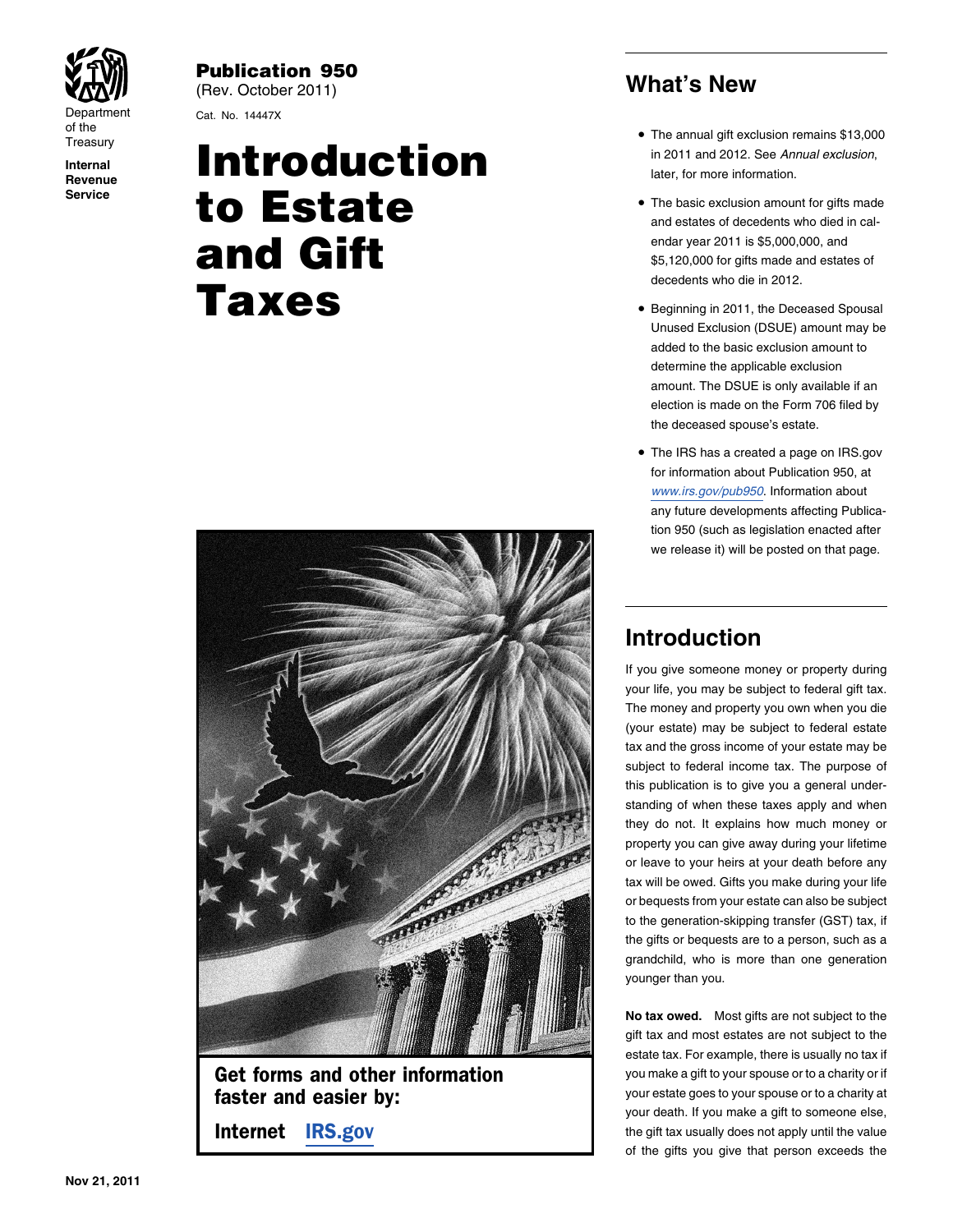Department of the Treasury
**Internal Revenue Service**

**Publication 950**
(Rev. October 2011)
Cat. No. 14447X

# Introduction to Estate and Gift Taxes

**Get forms and other information faster and easier by:**

**Internet** IRS.gov

## What's New

- The annual gift exclusion remains $13,000 in 2011 and 2012. See *Annual exclusion*, later, for more information.
- The basic exclusion amount for gifts made and estates of decedents who died in calendar year 2011 is $5,000,000, and $5,120,000 for gifts made and estates of decedents who die in 2012.
- Beginning in 2011, the Deceased Spousal Unused Exclusion (DSUE) amount may be added to the basic exclusion amount to determine the applicable exclusion amount. The DSUE is only available if an election is made on the Form 706 filed by the deceased spouse's estate.
- The IRS has a created a page on IRS.gov for information about Publication 950, at *www.irs.gov/pub950*. Information about any future developments affecting Publication 950 (such as legislation enacted after we release it) will be posted on that page.

## Introduction

If you give someone money or property during your life, you may be subject to federal gift tax. The money and property you own when you die (your estate) may be subject to federal estate tax and the gross income of your estate may be subject to federal income tax. The purpose of this publication is to give you a general understanding of when these taxes apply and when they do not. It explains how much money or property you can give away during your lifetime or leave to your heirs at your death before any tax will be owed. Gifts you make during your life or bequests from your estate can also be subject to the generation-skipping transfer (GST) tax, if the gifts or bequests are to a person, such as a grandchild, who is more than one generation younger than you.

**No tax owed.** Most gifts are not subject to the gift tax and most estates are not subject to the estate tax. For example, there is usually no tax if you make a gift to your spouse or to a charity or if your estate goes to your spouse or to a charity at your death. If you make a gift to someone else, the gift tax usually does not apply until the value of the gifts you give that person exceeds the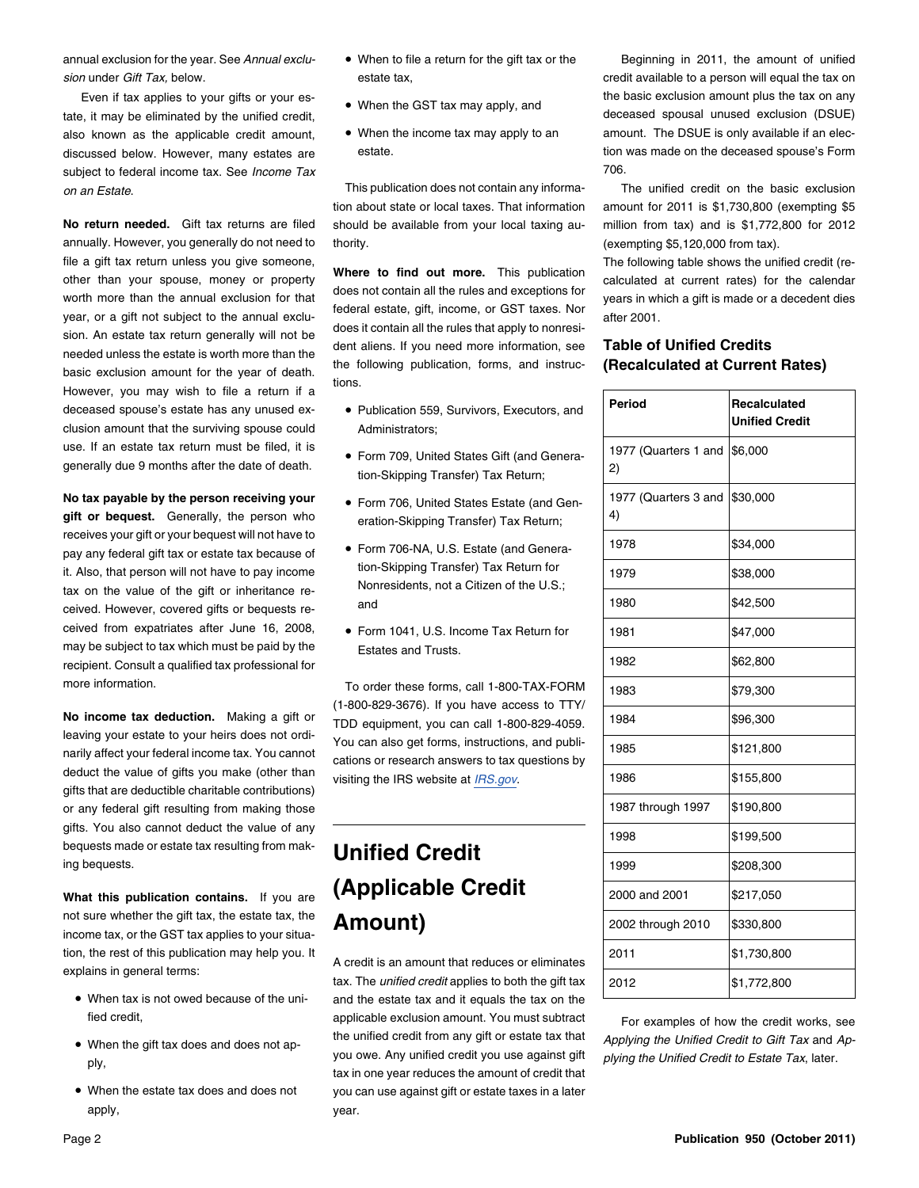annual exclusion for the year. See *Annual exclusion* under *Gift Tax,* below.

Even if tax applies to your gifts or your estate, it may be eliminated by the unified credit, also known as the applicable credit amount, discussed below. However, many estates are subject to federal income tax. See *Income Tax on an Estate*.

**No return needed.** Gift tax returns are filed annually. However, you generally do not need to file a gift tax return unless you give someone, other than your spouse, money or property worth more than the annual exclusion for that year, or a gift not subject to the annual exclusion. An estate tax return generally will not be needed unless the estate is worth more than the basic exclusion amount for the year of death. However, you may wish to file a return if a deceased spouse's estate has any unused exclusion amount that the surviving spouse could use. If an estate tax return must be filed, it is generally due 9 months after the date of death.

**No tax payable by the person receiving your gift or bequest.** Generally, the person who receives your gift or your bequest will not have to pay any federal gift tax or estate tax because of it. Also, that person will not have to pay income tax on the value of the gift or inheritance received. However, covered gifts or bequests received from expatriates after June 16, 2008, may be subject to tax which must be paid by the recipient. Consult a qualified tax professional for more information.

**No income tax deduction.** Making a gift or leaving your estate to your heirs does not ordinarily affect your federal income tax. You cannot deduct the value of gifts you make (other than gifts that are deductible charitable contributions) or any federal gift resulting from making those gifts. You also cannot deduct the value of any bequests made or estate tax resulting from making bequests.

**What this publication contains.** If you are not sure whether the gift tax, the estate tax, the income tax, or the GST tax applies to your situation, the rest of this publication may help you. It explains in general terms:

- When tax is not owed because of the unified credit,
- When the gift tax does and does not apply,
- When the estate tax does and does not apply,
- When to file a return for the gift tax or the estate tax,
- When the GST tax may apply, and
- When the income tax may apply to an estate.

This publication does not contain any information about state or local taxes. That information should be available from your local taxing authority.

**Where to find out more.** This publication does not contain all the rules and exceptions for federal estate, gift, income, or GST taxes. Nor does it contain all the rules that apply to nonresident aliens. If you need more information, see the following publication, forms, and instructions.

- Publication 559, Survivors, Executors, and Administrators;
- Form 709, United States Gift (and Generation-Skipping Transfer) Tax Return;
- Form 706, United States Estate (and Generation-Skipping Transfer) Tax Return;
- Form 706-NA, U.S. Estate (and Generation-Skipping Transfer) Tax Return for Nonresidents, not a Citizen of the U.S.; and
- Form 1041, U.S. Income Tax Return for Estates and Trusts.

To order these forms, call 1-800-TAX-FORM (1-800-829-3676). If you have access to TTY/TDD equipment, you can call 1-800-829-4059. You can also get forms, instructions, and publications or research answers to tax questions by visiting the IRS website at IRS.gov.

# Unified Credit (Applicable Credit Amount)

A credit is an amount that reduces or eliminates tax. The *unified credit* applies to both the gift tax and the estate tax and it equals the tax on the applicable exclusion amount. You must subtract the unified credit from any gift or estate tax that you owe. Any unified credit you use against gift tax in one year reduces the amount of credit that you can use against gift or estate taxes in a later year.

Beginning in 2011, the amount of unified credit available to a person will equal the tax on the basic exclusion amount plus the tax on any deceased spousal unused exclusion (DSUE) amount. The DSUE is only available if an election was made on the deceased spouse's Form 706.

The unified credit on the basic exclusion amount for 2011 is $1,730,800 (exempting $5 million from tax) and is $1,772,800 for 2012 (exempting $5,120,000 from tax).

The following table shows the unified credit (recalculated at current rates) for the calendar years in which a gift is made or a decedent dies after 2001.

### Table of Unified Credits (Recalculated at Current Rates)

| Period | Recalculated Unified Credit |
|---|---|
| 1977 (Quarters 1 and 2) | $6,000 |
| 1977 (Quarters 3 and 4) | $30,000 |
| 1978 | $34,000 |
| 1979 | $38,000 |
| 1980 | $42,500 |
| 1981 | $47,000 |
| 1982 | $62,800 |
| 1983 | $79,300 |
| 1984 | $96,300 |
| 1985 | $121,800 |
| 1986 | $155,800 |
| 1987 through 1997 | $190,800 |
| 1998 | $199,500 |
| 1999 | $208,300 |
| 2000 and 2001 | $217,050 |
| 2002 through 2010 | $330,800 |
| 2011 | $1,730,800 |
| 2012 | $1,772,800 |

For examples of how the credit works, see *Applying the Unified Credit to Gift Tax* and *Applying the Unified Credit to Estate Tax,* later.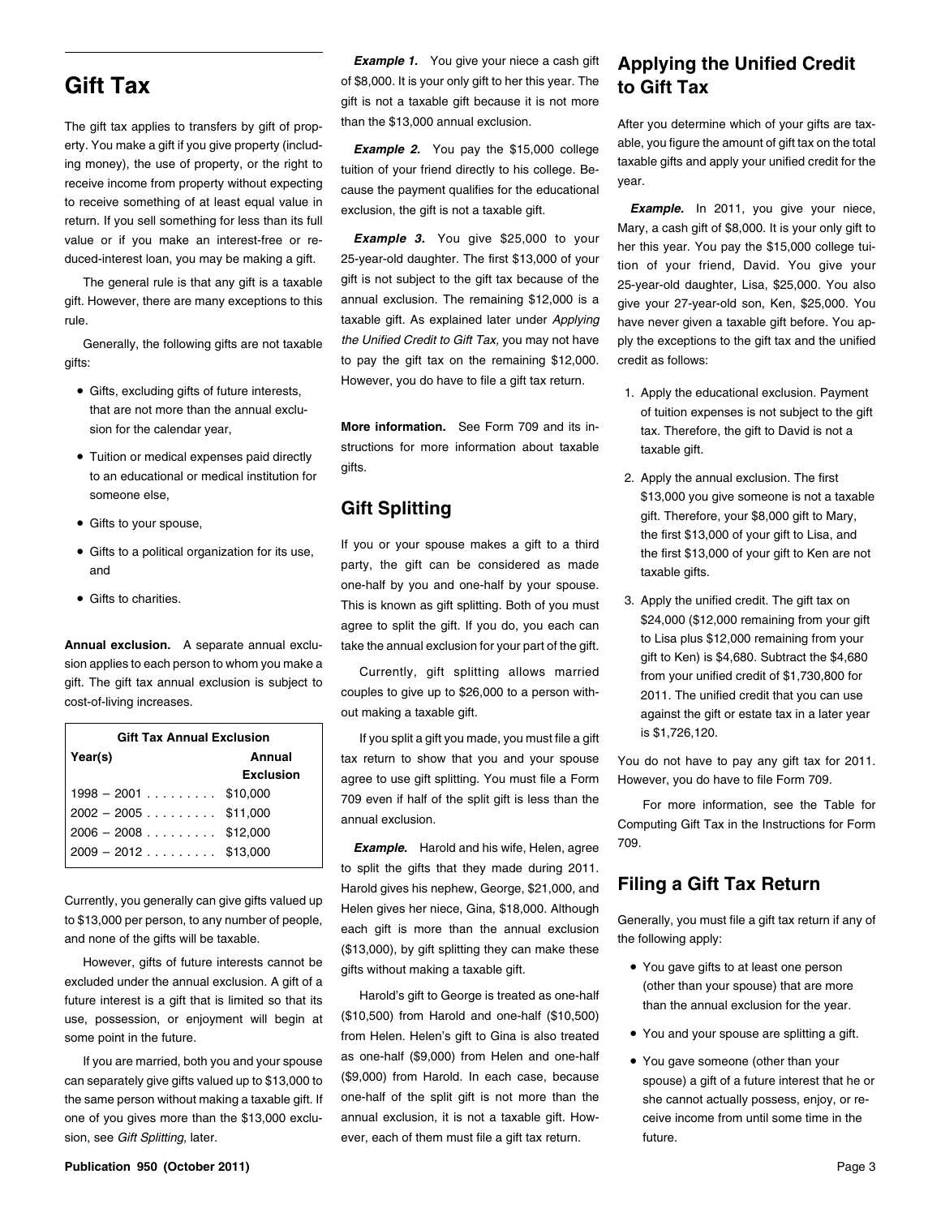## Gift Tax

The gift tax applies to transfers by gift of property. You make a gift if you give property (including money), the use of property, or the right to receive income from property without expecting to receive something of at least equal value in return. If you sell something for less than its full value or if you make an interest-free or reduced-interest loan, you may be making a gift.

The general rule is that any gift is a taxable gift. However, there are many exceptions to this rule.

Generally, the following gifts are not taxable gifts:

- Gifts, excluding gifts of future interests, that are not more than the annual exclusion for the calendar year,
- Tuition or medical expenses paid directly to an educational or medical institution for someone else,
- Gifts to your spouse,
- Gifts to a political organization for its use, and
- Gifts to charities.

**Annual exclusion.** A separate annual exclusion applies to each person to whom you make a gift. The gift tax annual exclusion is subject to cost-of-living increases.

| Gift Tax Annual Exclusion | |
|---|---|
| **Year(s)** | **Annual Exclusion** |
| 1998 – 2001 . . . . . . . . . | $10,000 |
| 2002 – 2005 . . . . . . . . . | $11,000 |
| 2006 – 2008 . . . . . . . . . | $12,000 |
| 2009 – 2012 . . . . . . . . . | $13,000 |

Currently, you generally can give gifts valued up to $13,000 per person, to any number of people, and none of the gifts will be taxable.

However, gifts of future interests cannot be excluded under the annual exclusion. A gift of a future interest is a gift that is limited so that its use, possession, or enjoyment will begin at some point in the future.

If you are married, both you and your spouse can separately give gifts valued up to $13,000 to the same person without making a taxable gift. If one of you gives more than the $13,000 exclusion, see *Gift Splitting,* later.

***Example 1.*** You give your niece a cash gift of $8,000. It is your only gift to her this year. The gift is not a taxable gift because it is not more than the $13,000 annual exclusion.

***Example 2.*** You pay the $15,000 college tuition of your friend directly to his college. Because the payment qualifies for the educational exclusion, the gift is not a taxable gift.

***Example 3.*** You give $25,000 to your 25-year-old daughter. The first $13,000 of your gift is not subject to the gift tax because of the annual exclusion. The remaining $12,000 is a taxable gift. As explained later under *Applying the Unified Credit to Gift Tax,* you may not have to pay the gift tax on the remaining $12,000. However, you do have to file a gift tax return.

**More information.** See Form 709 and its instructions for more information about taxable gifts.

## Gift Splitting

If you or your spouse makes a gift to a third party, the gift can be considered as made one-half by you and one-half by your spouse. This is known as gift splitting. Both of you must agree to split the gift. If you do, you each can take the annual exclusion for your part of the gift.

Currently, gift splitting allows married couples to give up to $26,000 to a person without making a taxable gift.

If you split a gift you made, you must file a gift tax return to show that you and your spouse agree to use gift splitting. You must file a Form 709 even if half of the split gift is less than the annual exclusion.

***Example.*** Harold and his wife, Helen, agree to split the gifts that they made during 2011. Harold gives his nephew, George, $21,000, and Helen gives her niece, Gina, $18,000. Although each gift is more than the annual exclusion ($13,000), by gift splitting they can make these gifts without making a taxable gift.

Harold's gift to George is treated as one-half ($10,500) from Harold and one-half ($10,500) from Helen. Helen's gift to Gina is also treated as one-half ($9,000) from Helen and one-half ($9,000) from Harold. In each case, because one-half of the split gift is not more than the annual exclusion, it is not a taxable gift. However, each of them must file a gift tax return.

## Applying the Unified Credit to Gift Tax

After you determine which of your gifts are taxable, you figure the amount of gift tax on the total taxable gifts and apply your unified credit for the year.

***Example.*** In 2011, you give your niece, Mary, a cash gift of $8,000. It is your only gift to her this year. You pay the $15,000 college tuition of your friend, David. You give your 25-year-old daughter, Lisa, $25,000. You also give your 27-year-old son, Ken, $25,000. You have never given a taxable gift before. You apply the exceptions to the gift tax and the unified credit as follows:

1. Apply the educational exclusion. Payment of tuition expenses is not subject to the gift tax. Therefore, the gift to David is not a taxable gift.
2. Apply the annual exclusion. The first $13,000 you give someone is not a taxable gift. Therefore, your $8,000 gift to Mary, the first $13,000 of your gift to Lisa, and the first $13,000 of your gift to Ken are not taxable gifts.
3. Apply the unified credit. The gift tax on $24,000 ($12,000 remaining from your gift to Lisa plus $12,000 remaining from your gift to Ken) is $4,680. Subtract the $4,680 from your unified credit of $1,730,800 for 2011. The unified credit that you can use against the gift or estate tax in a later year is $1,726,120.

You do not have to pay any gift tax for 2011. However, you do have to file Form 709.

For more information, see the Table for Computing Gift Tax in the Instructions for Form 709.

## Filing a Gift Tax Return

Generally, you must file a gift tax return if any of the following apply:

- You gave gifts to at least one person (other than your spouse) that are more than the annual exclusion for the year.
- You and your spouse are splitting a gift.
- You gave someone (other than your spouse) a gift of a future interest that he or she cannot actually possess, enjoy, or receive income from until some time in the future.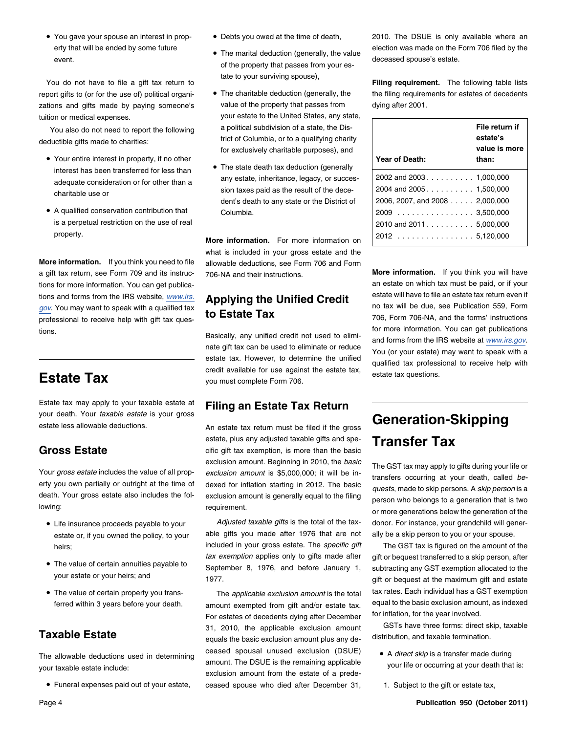- You gave your spouse an interest in property that will be ended by some future event.

You do not have to file a gift tax return to report gifts to (or for the use of) political organizations and gifts made by paying someone's tuition or medical expenses.

You also do not need to report the following deductible gifts made to charities:

- Your entire interest in property, if no other interest has been transferred for less than adequate consideration or for other than a charitable use or
- A qualified conservation contribution that is a perpetual restriction on the use of real property.

**More information.** If you think you need to file a gift tax return, see Form 709 and its instructions for more information. You can get publications and forms from the IRS website, *www.irs.gov*. You may want to speak with a qualified tax professional to receive help with gift tax questions.

# Estate Tax

Estate tax may apply to your taxable estate at your death. Your *taxable estate* is your gross estate less allowable deductions.

## Gross Estate

Your *gross estate* includes the value of all property you own partially or outright at the time of death. Your gross estate also includes the following:

- Life insurance proceeds payable to your estate or, if you owned the policy, to your heirs;
- The value of certain annuities payable to your estate or your heirs; and
- The value of certain property you transferred within 3 years before your death.

## Taxable Estate

The allowable deductions used in determining your taxable estate include:

- Funeral expenses paid out of your estate,
- Debts you owed at the time of death,
- The marital deduction (generally, the value of the property that passes from your estate to your surviving spouse),
- The charitable deduction (generally, the value of the property that passes from your estate to the United States, any state, a political subdivision of a state, the District of Columbia, or to a qualifying charity for exclusively charitable purposes), and
- The state death tax deduction (generally any estate, inheritance, legacy, or succession taxes paid as the result of the decedent's death to any state or the District of Columbia.

**More information.** For more information on what is included in your gross estate and the allowable deductions, see Form 706 and Form 706-NA and their instructions.

## Applying the Unified Credit to Estate Tax

Basically, any unified credit not used to eliminate gift tax can be used to eliminate or reduce estate tax. However, to determine the unified credit available for use against the estate tax, you must complete Form 706.

## Filing an Estate Tax Return

An estate tax return must be filed if the gross estate, plus any adjusted taxable gifts and specific gift tax exemption, is more than the basic exclusion amount. Beginning in 2010, the *basic exclusion amount* is $5,000,000; it will be indexed for inflation starting in 2012. The basic exclusion amount is generally equal to the filing requirement.

*Adjusted taxable gifts* is the total of the taxable gifts you made after 1976 that are not included in your gross estate. The *specific gift tax exemption* applies only to gifts made after September 8, 1976, and before January 1, 1977.

The *applicable exclusion amount* is the total amount exempted from gift and/or estate tax. For estates of decedents dying after December 31, 2010, the applicable exclusion amount equals the basic exclusion amount plus any deceased spousal unused exclusion (DSUE) amount. The DSUE is the remaining applicable exclusion amount from the estate of a predeceased spouse who died after December 31, 2010. The DSUE is only available where an election was made on the Form 706 filed by the deceased spouse's estate.

**Filing requirement.** The following table lists the filing requirements for estates of decedents dying after 2001.

| Year of Death: | File return if estate's value is more than: |
|---|---|
| 2002 and 2003 | 1,000,000 |
| 2004 and 2005 | 1,500,000 |
| 2006, 2007, and 2008 | 2,000,000 |
| 2009 | 3,500,000 |
| 2010 and 2011 | 5,000,000 |
| 2012 | 5,120,000 |

**More information.** If you think you will have an estate on which tax must be paid, or if your estate will have to file an estate tax return even if no tax will be due, see Publication 559, Form 706, Form 706-NA, and the forms' instructions for more information. You can get publications and forms from the IRS website at *www.irs.gov*. You (or your estate) may want to speak with a qualified tax professional to receive help with estate tax questions.

# Generation-Skipping Transfer Tax

The GST tax may apply to gifts during your life or transfers occurring at your death, called *bequests*, made to skip persons. A *skip person* is a person who belongs to a generation that is two or more generations below the generation of the donor. For instance, your grandchild will generally be a skip person to you or your spouse.

The GST tax is figured on the amount of the gift or bequest transferred to a skip person, after subtracting any GST exemption allocated to the gift or bequest at the maximum gift and estate tax rates. Each individual has a GST exemption equal to the basic exclusion amount, as indexed for inflation, for the year involved.

GSTs have three forms: direct skip, taxable distribution, and taxable termination.

- A *direct skip* is a transfer made during your life or occurring at your death that is:
  1. Subject to the gift or estate tax,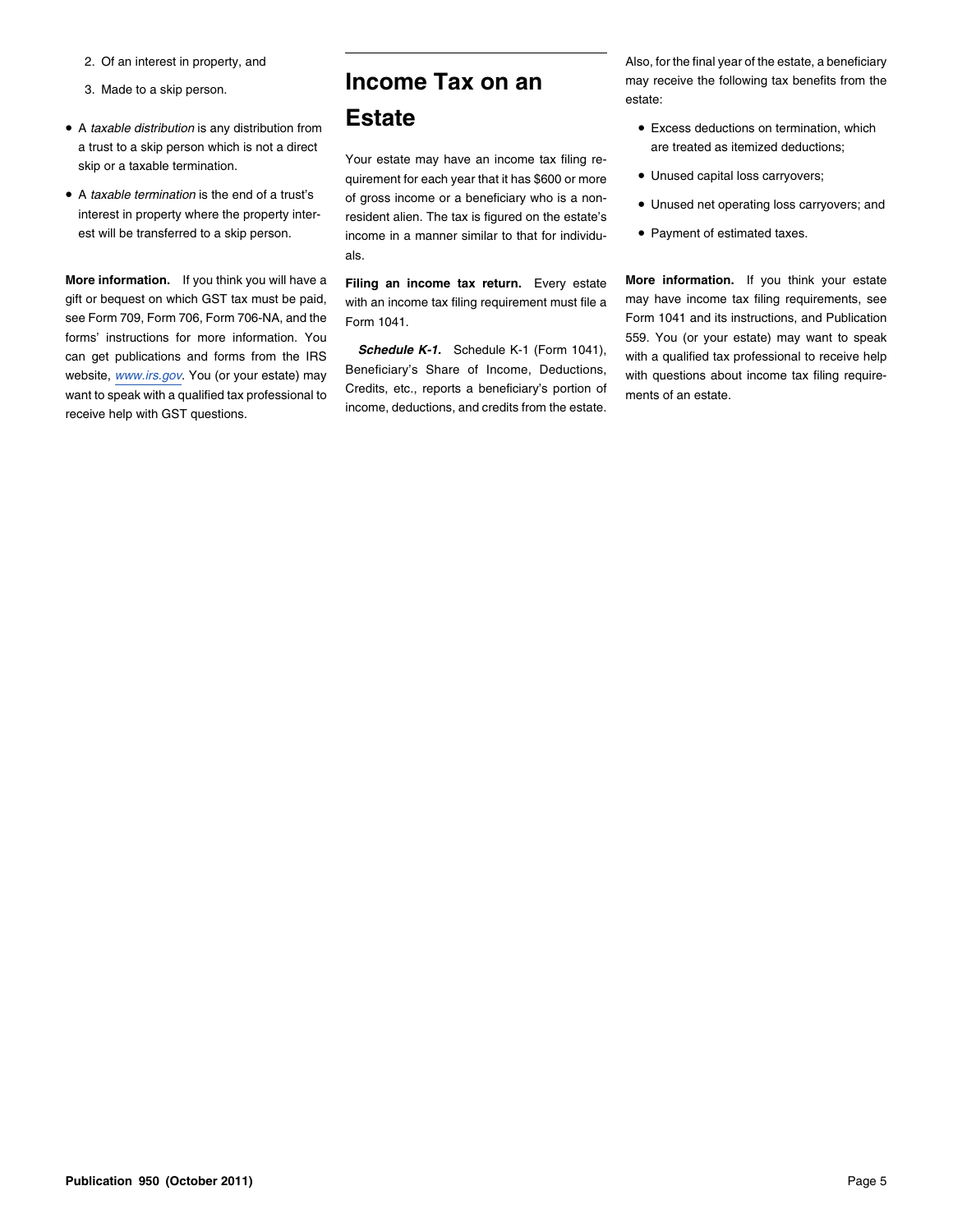2. Of an interest in property, and
3. Made to a skip person.

- A *taxable distribution* is any distribution from a trust to a skip person which is not a direct skip or a taxable termination.
- A *taxable termination* is the end of a trust's interest in property where the property interest will be transferred to a skip person.

**More information.** If you think you will have a gift or bequest on which GST tax must be paid, see Form 709, Form 706, Form 706-NA, and the forms' instructions for more information. You can get publications and forms from the IRS website, www.irs.gov. You (or your estate) may want to speak with a qualified tax professional to receive help with GST questions.

# Income Tax on an Estate

Your estate may have an income tax filing requirement for each year that it has $600 or more of gross income or a beneficiary who is a nonresident alien. The tax is figured on the estate's income in a manner similar to that for individuals.

**Filing an income tax return.** Every estate with an income tax filing requirement must file a Form 1041.

***Schedule K-1.*** Schedule K-1 (Form 1041), Beneficiary's Share of Income, Deductions, Credits, etc., reports a beneficiary's portion of income, deductions, and credits from the estate.

Also, for the final year of the estate, a beneficiary may receive the following tax benefits from the estate:

- Excess deductions on termination, which are treated as itemized deductions;
- Unused capital loss carryovers;
- Unused net operating loss carryovers; and
- Payment of estimated taxes.

**More information.** If you think your estate may have income tax filing requirements, see Form 1041 and its instructions, and Publication 559. You (or your estate) may want to speak with a qualified tax professional to receive help with questions about income tax filing requirements of an estate.